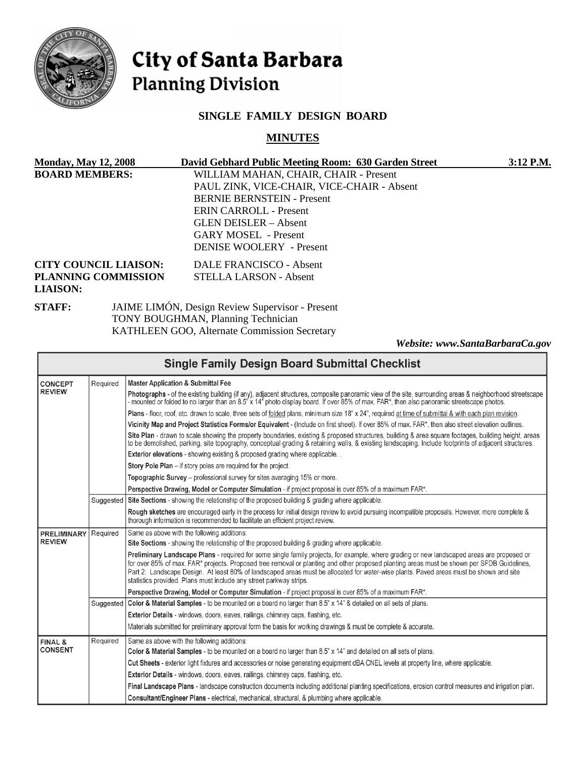# City of Santa Barbara
## Planning Division

### SINGLE FAMILY DESIGN BOARD

### MINUTES

**Monday, May 12, 2008** **David Gebhard Public Meeting Room: 630 Garden Street** **3:12 P.M.**

**BOARD MEMBERS:**
WILLIAM MAHAN, CHAIR, CHAIR - Present
PAUL ZINK, VICE-CHAIR, VICE-CHAIR - Absent
BERNIE BERNSTEIN - Present
ERIN CARROLL - Present
GLEN DEISLER – Absent
GARY MOSEL - Present
DENISE WOOLERY - Present

**CITY COUNCIL LIAISON:** DALE FRANCISCO - Absent
**PLANNING COMMISSION LIAISON:** STELLA LARSON - Absent

**STAFF:**
JAIME LIMÓN, Design Review Supervisor - Present
TONY BOUGHMAN, Planning Technician
KATHLEEN GOO, Alternate Commission Secretary

***Website: www.SantaBarbaraCa.gov***

| Single Family Design Board Submittal Checklist | | |
|---|---|---|
| **CONCEPT REVIEW** | Required | **Master Application & Submittal Fee** |
| | | **Photographs** - of the existing building (if any), adjacent structures, composite panoramic view of the site, surrounding areas & neighborhood streetscape - mounted or folded to no larger than an 8.5" x 14" photo display board. If over 85% of max. FAR\*, then also panoramic streetscape photos. |
| | | **Plans** - floor, roof, etc. drawn to scale, three sets of folded plans, minimum size 18" x 24", required at time of submittal & with each plan revision. |
| | | **Vicinity Map and Project Statistics Forms/or Equivalent** - (Include on first sheet). If over 85% of max. FAR\*, then also street elevation outlines. |
| | | **Site Plan** - drawn to scale showing the property boundaries, existing & proposed structures, building & area square footages, building height, areas to be demolished, parking, site topography, conceptual grading & retaining walls, & existing landscaping. Include footprints of adjacent structures. |
| | | **Exterior elevations** - showing existing & proposed grading where applicable. . |
| | | **Story Pole Plan** – if story poles are required for the project. |
| | | **Topographic Survey** – professional survey for sites averaging 15% or more. |
| | | **Perspective Drawing, Model or Computer Simulation** - if project proposal is over 85% of a maximum FAR\*. |
| | Suggested | **Site Sections** - showing the relationship of the proposed building & grading where applicable. |
| | | **Rough sketches** are encouraged early in the process for initial design review to avoid pursuing incompatible proposals. However, more complete & thorough information is recommended to facilitate an efficient project review. |
| **PRELIMINARY REVIEW** | Required | Same as above with the following additions: |
| | | **Site Sections** - showing the relationship of the proposed building & grading where applicable. |
| | | **Preliminary Landscape Plans** - required for some single family projects, for example, where grading or new landscaped areas are proposed or for over 85% of max. FAR\* projects. Proposed tree removal or planting and other proposed planting areas must be shown per SFDB Guidelines, Part 2: Landscape Design. At least 80% of landscaped areas must be allocated for water-wise plants. Paved areas must be shown and site statistics provided. Plans must include any street parkway strips. |
| | | **Perspective Drawing, Model or Computer Simulation** - if project proposal is over 85% of a maximum FAR\*. |
| | Suggested | **Color & Material Samples** - to be mounted on a board no larger than 8.5" x 14" & detailed on all sets of plans. |
| | | **Exterior Details** - windows, doors, eaves, railings, chimney caps, flashing, etc. |
| | | Materials submitted for preliminary approval form the basis for working drawings & must be complete & accurate. |
| **FINAL & CONSENT** | Required | Same as above with the following additions: |
| | | **Color & Material Samples** - to be mounted on a board no larger than 8.5" x 14" and detailed on all sets of plans. |
| | | **Cut Sheets** - exterior light fixtures and accessories or noise generating equipment dBA CNEL levels at property line, where applicable. |
| | | **Exterior Details** - windows, doors, eaves, railings, chimney caps, flashing, etc. |
| | | **Final Landscape Plans** - landscape construction documents including additional planting specifications, erosion control measures and irrigation plan. |
| | | **Consultant/Engineer Plans** - electrical, mechanical, structural, & plumbing where applicable. |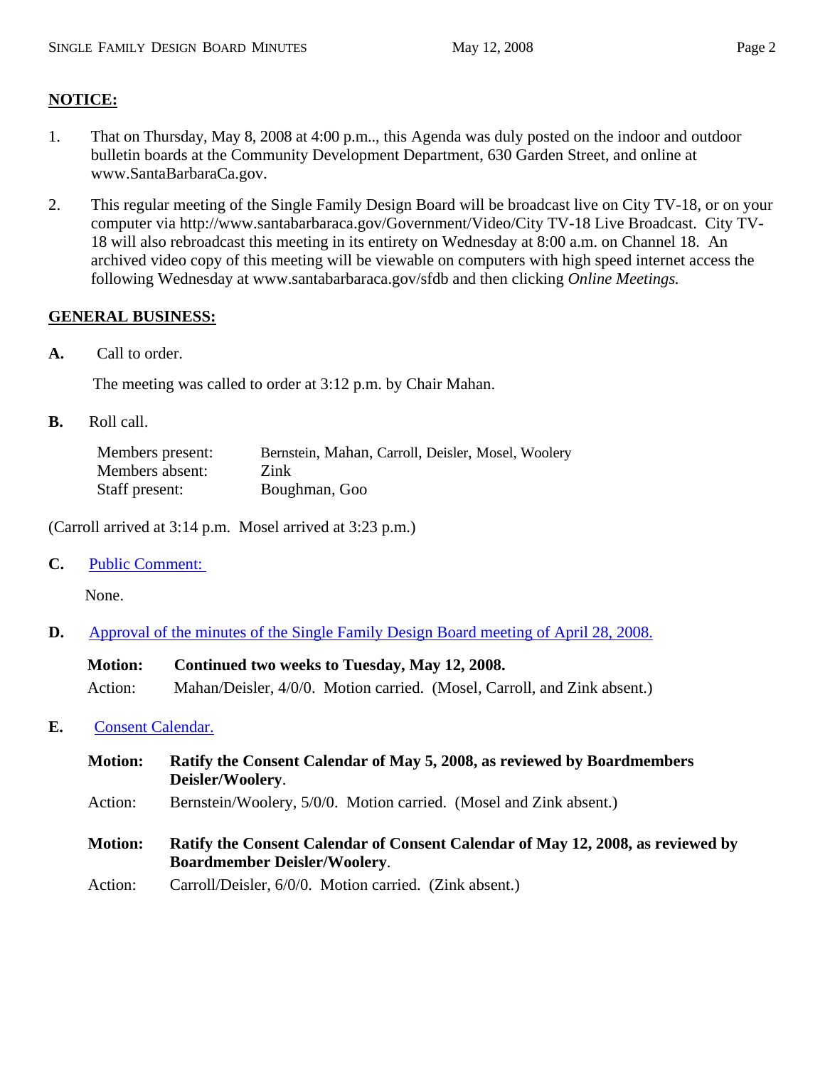## NOTICE:

1. That on Thursday, May 8, 2008 at 4:00 p.m.., this Agenda was duly posted on the indoor and outdoor bulletin boards at the Community Development Department, 630 Garden Street, and online at www.SantaBarbaraCa.gov.

2. This regular meeting of the Single Family Design Board will be broadcast live on City TV-18, or on your computer via http://www.santabarbaraca.gov/Government/Video/City TV-18 Live Broadcast. City TV-18 will also rebroadcast this meeting in its entirety on Wednesday at 8:00 a.m. on Channel 18. An archived video copy of this meeting will be viewable on computers with high speed internet access the following Wednesday at www.santabarbaraca.gov/sfdb and then clicking *Online Meetings.*

## GENERAL BUSINESS:

**A.** Call to order.

The meeting was called to order at 3:12 p.m. by Chair Mahan.

**B.** Roll call.

| | |
|---|---|
| Members present: | Bernstein, Mahan, Carroll, Deisler, Mosel, Woolery |
| Members absent: | Zink |
| Staff present: | Boughman, Goo |

(Carroll arrived at 3:14 p.m. Mosel arrived at 3:23 p.m.)

**C.** Public Comment:

None.

**D.** Approval of the minutes of the Single Family Design Board meeting of April 28, 2008.

**Motion:** **Continued two weeks to Tuesday, May 12, 2008.**
Action: Mahan/Deisler, 4/0/0. Motion carried. (Mosel, Carroll, and Zink absent.)

**E.** Consent Calendar.

**Motion:** **Ratify the Consent Calendar of May 5, 2008, as reviewed by Boardmembers Deisler/Woolery**.
Action: Bernstein/Woolery, 5/0/0. Motion carried. (Mosel and Zink absent.)

**Motion:** **Ratify the Consent Calendar of Consent Calendar of May 12, 2008, as reviewed by Boardmember Deisler/Woolery**.
Action: Carroll/Deisler, 6/0/0. Motion carried. (Zink absent.)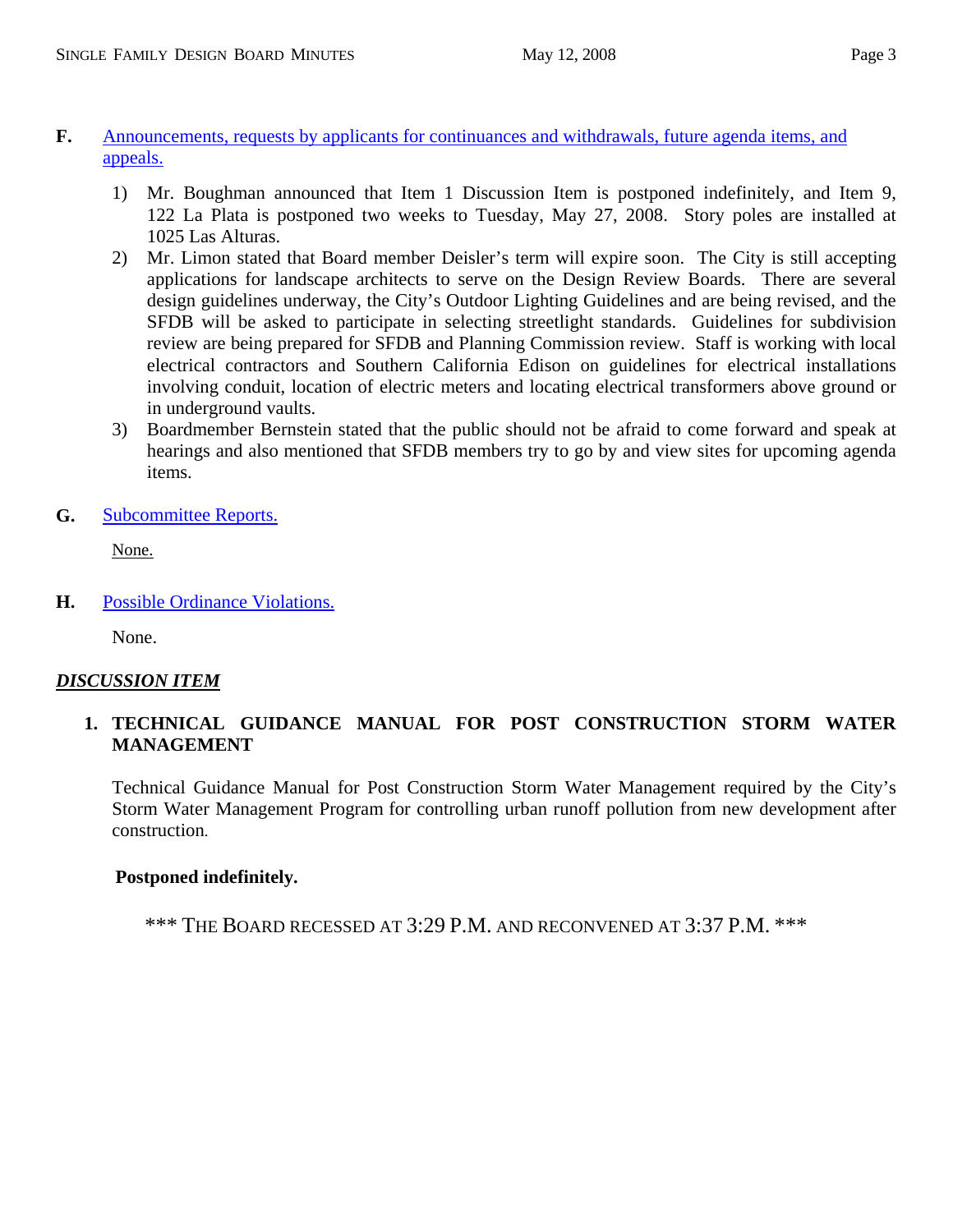**F.** Announcements, requests by applicants for continuances and withdrawals, future agenda items, and appeals.

1) Mr. Boughman announced that Item 1 Discussion Item is postponed indefinitely, and Item 9, 122 La Plata is postponed two weeks to Tuesday, May 27, 2008. Story poles are installed at 1025 Las Alturas.
2) Mr. Limon stated that Board member Deisler's term will expire soon. The City is still accepting applications for landscape architects to serve on the Design Review Boards. There are several design guidelines underway, the City's Outdoor Lighting Guidelines and are being revised, and the SFDB will be asked to participate in selecting streetlight standards. Guidelines for subdivision review are being prepared for SFDB and Planning Commission review. Staff is working with local electrical contractors and Southern California Edison on guidelines for electrical installations involving conduit, location of electric meters and locating electrical transformers above ground or in underground vaults.
3) Boardmember Bernstein stated that the public should not be afraid to come forward and speak at hearings and also mentioned that SFDB members try to go by and view sites for upcoming agenda items.

**G.** Subcommittee Reports.

None.

**H.** Possible Ordinance Violations.

None.

***DISCUSSION ITEM***

**1. TECHNICAL GUIDANCE MANUAL FOR POST CONSTRUCTION STORM WATER MANAGEMENT**

Technical Guidance Manual for Post Construction Storm Water Management required by the City's Storm Water Management Program for controlling urban runoff pollution from new development after construction.

**Postponed indefinitely.**

\*\*\* THE BOARD RECESSED AT 3:29 P.M. AND RECONVENED AT 3:37 P.M. \*\*\*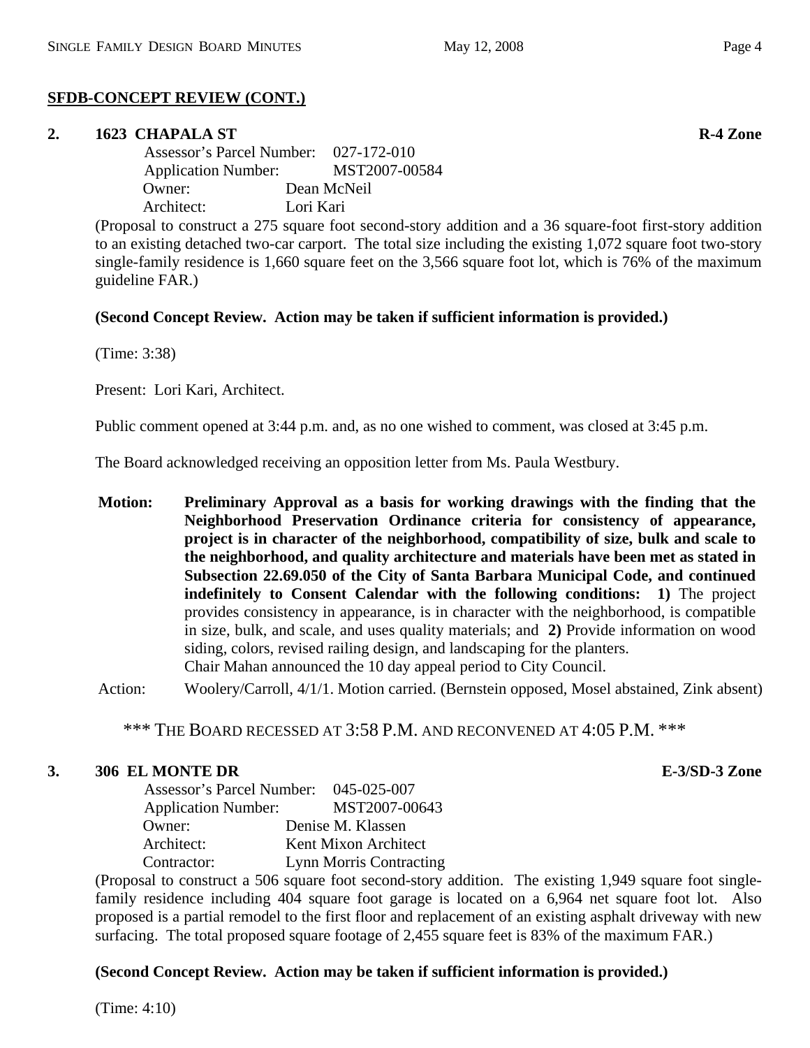**SFDB-CONCEPT REVIEW (CONT.)**

**2. 1623 CHAPALA ST** **R-4 Zone**

Assessor's Parcel Number: 027-172-010
Application Number: MST2007-00584
Owner: Dean McNeil
Architect: Lori Kari

(Proposal to construct a 275 square foot second-story addition and a 36 square-foot first-story addition to an existing detached two-car carport. The total size including the existing 1,072 square foot two-story single-family residence is 1,660 square feet on the 3,566 square foot lot, which is 76% of the maximum guideline FAR.)

**(Second Concept Review. Action may be taken if sufficient information is provided.)**

(Time: 3:38)

Present: Lori Kari, Architect.

Public comment opened at 3:44 p.m. and, as no one wished to comment, was closed at 3:45 p.m.

The Board acknowledged receiving an opposition letter from Ms. Paula Westbury.

**Motion:** **Preliminary Approval as a basis for working drawings with the finding that the Neighborhood Preservation Ordinance criteria for consistency of appearance, project is in character of the neighborhood, compatibility of size, bulk and scale to the neighborhood, and quality architecture and materials have been met as stated in Subsection 22.69.050 of the City of Santa Barbara Municipal Code, and continued indefinitely to Consent Calendar with the following conditions: 1)** The project provides consistency in appearance, is in character with the neighborhood, is compatible in size, bulk, and scale, and uses quality materials; and **2)** Provide information on wood siding, colors, revised railing design, and landscaping for the planters.
Chair Mahan announced the 10 day appeal period to City Council.

Action: Woolery/Carroll, 4/1/1. Motion carried. (Bernstein opposed, Mosel abstained, Zink absent)

\*\*\* THE BOARD RECESSED AT 3:58 P.M. AND RECONVENED AT 4:05 P.M. \*\*\*

**3. 306 EL MONTE DR** **E-3/SD-3 Zone**

Assessor's Parcel Number: 045-025-007
Application Number: MST2007-00643
Owner: Denise M. Klassen
Architect: Kent Mixon Architect
Contractor: Lynn Morris Contracting

(Proposal to construct a 506 square foot second-story addition. The existing 1,949 square foot single-family residence including 404 square foot garage is located on a 6,964 net square foot lot. Also proposed is a partial remodel to the first floor and replacement of an existing asphalt driveway with new surfacing. The total proposed square footage of 2,455 square feet is 83% of the maximum FAR.)

**(Second Concept Review. Action may be taken if sufficient information is provided.)**

(Time: 4:10)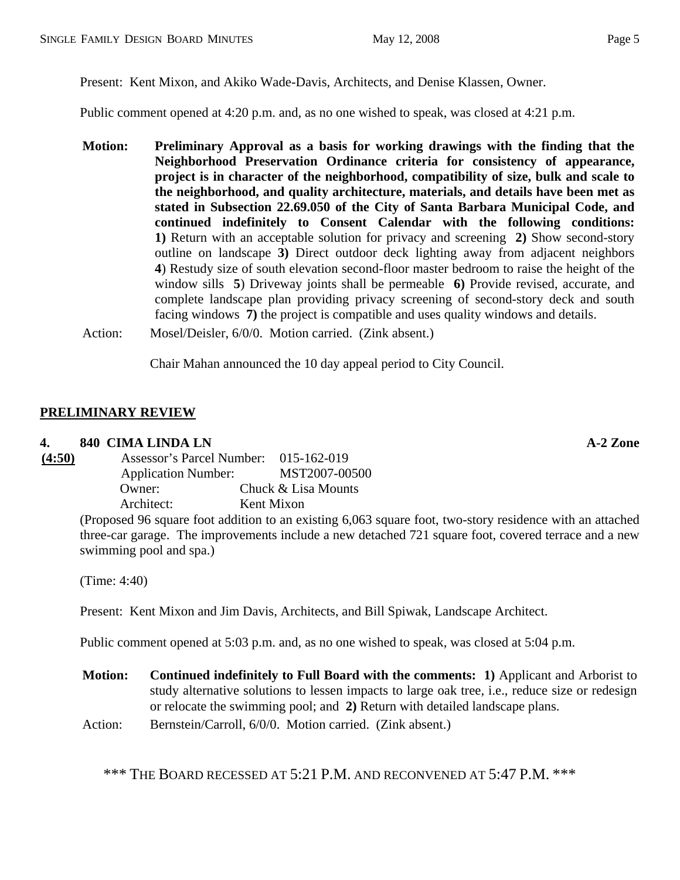Present: Kent Mixon, and Akiko Wade-Davis, Architects, and Denise Klassen, Owner.

Public comment opened at 4:20 p.m. and, as no one wished to speak, was closed at 4:21 p.m.

**Motion: Preliminary Approval as a basis for working drawings with the finding that the Neighborhood Preservation Ordinance criteria for consistency of appearance, project is in character of the neighborhood, compatibility of size, bulk and scale to the neighborhood, and quality architecture, materials, and details have been met as stated in Subsection 22.69.050 of the City of Santa Barbara Municipal Code, and continued indefinitely to Consent Calendar with the following conditions:** **1)** Return with an acceptable solution for privacy and screening **2)** Show second-story outline on landscape **3)** Direct outdoor deck lighting away from adjacent neighbors **4**) Restudy size of south elevation second-floor master bedroom to raise the height of the window sills **5**) Driveway joints shall be permeable **6)** Provide revised, accurate, and complete landscape plan providing privacy screening of second-story deck and south facing windows **7)** the project is compatible and uses quality windows and details.

Action: Mosel/Deisler, 6/0/0. Motion carried. (Zink absent.)

Chair Mahan announced the 10 day appeal period to City Council.

## PRELIMINARY REVIEW

**4. 840 CIMA LINDA LN** **A-2 Zone**

**(4:50)**

Assessor's Parcel Number: 015-162-019
Application Number: MST2007-00500
Owner: Chuck & Lisa Mounts
Architect: Kent Mixon

(Proposed 96 square foot addition to an existing 6,063 square foot, two-story residence with an attached three-car garage. The improvements include a new detached 721 square foot, covered terrace and a new swimming pool and spa.)

(Time: 4:40)

Present: Kent Mixon and Jim Davis, Architects, and Bill Spiwak, Landscape Architect.

Public comment opened at 5:03 p.m. and, as no one wished to speak, was closed at 5:04 p.m.

**Motion: Continued indefinitely to Full Board with the comments:** **1)** Applicant and Arborist to study alternative solutions to lessen impacts to large oak tree, i.e., reduce size or redesign or relocate the swimming pool; and **2)** Return with detailed landscape plans.

Action: Bernstein/Carroll, 6/0/0. Motion carried. (Zink absent.)

\*\*\* THE BOARD RECESSED AT 5:21 P.M. AND RECONVENED AT 5:47 P.M. \*\*\*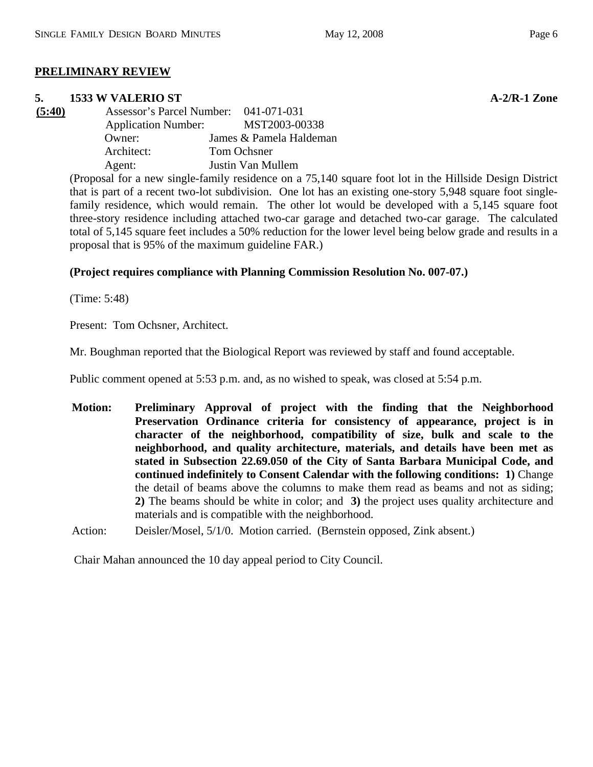**PRELIMINARY REVIEW**

**5. 1533 W VALERIO ST** **A-2/R-1 Zone**

**(5:40)**

Assessor's Parcel Number: 041-071-031
Application Number: MST2003-00338
Owner: James & Pamela Haldeman
Architect: Tom Ochsner
Agent: Justin Van Mullem

(Proposal for a new single-family residence on a 75,140 square foot lot in the Hillside Design District that is part of a recent two-lot subdivision. One lot has an existing one-story 5,948 square foot single-family residence, which would remain. The other lot would be developed with a 5,145 square foot three-story residence including attached two-car garage and detached two-car garage. The calculated total of 5,145 square feet includes a 50% reduction for the lower level being below grade and results in a proposal that is 95% of the maximum guideline FAR.)

**(Project requires compliance with Planning Commission Resolution No. 007-07.)**

(Time: 5:48)

Present: Tom Ochsner, Architect.

Mr. Boughman reported that the Biological Report was reviewed by staff and found acceptable.

Public comment opened at 5:53 p.m. and, as no wished to speak, was closed at 5:54 p.m.

**Motion:** **Preliminary Approval of project with the finding that the Neighborhood Preservation Ordinance criteria for consistency of appearance, project is in character of the neighborhood, compatibility of size, bulk and scale to the neighborhood, and quality architecture, materials, and details have been met as stated in Subsection 22.69.050 of the City of Santa Barbara Municipal Code, and continued indefinitely to Consent Calendar with the following conditions: 1)** Change the detail of beams above the columns to make them read as beams and not as siding; **2)** The beams should be white in color; and **3)** the project uses quality architecture and materials and is compatible with the neighborhood.

Action: Deisler/Mosel, 5/1/0. Motion carried. (Bernstein opposed, Zink absent.)

Chair Mahan announced the 10 day appeal period to City Council.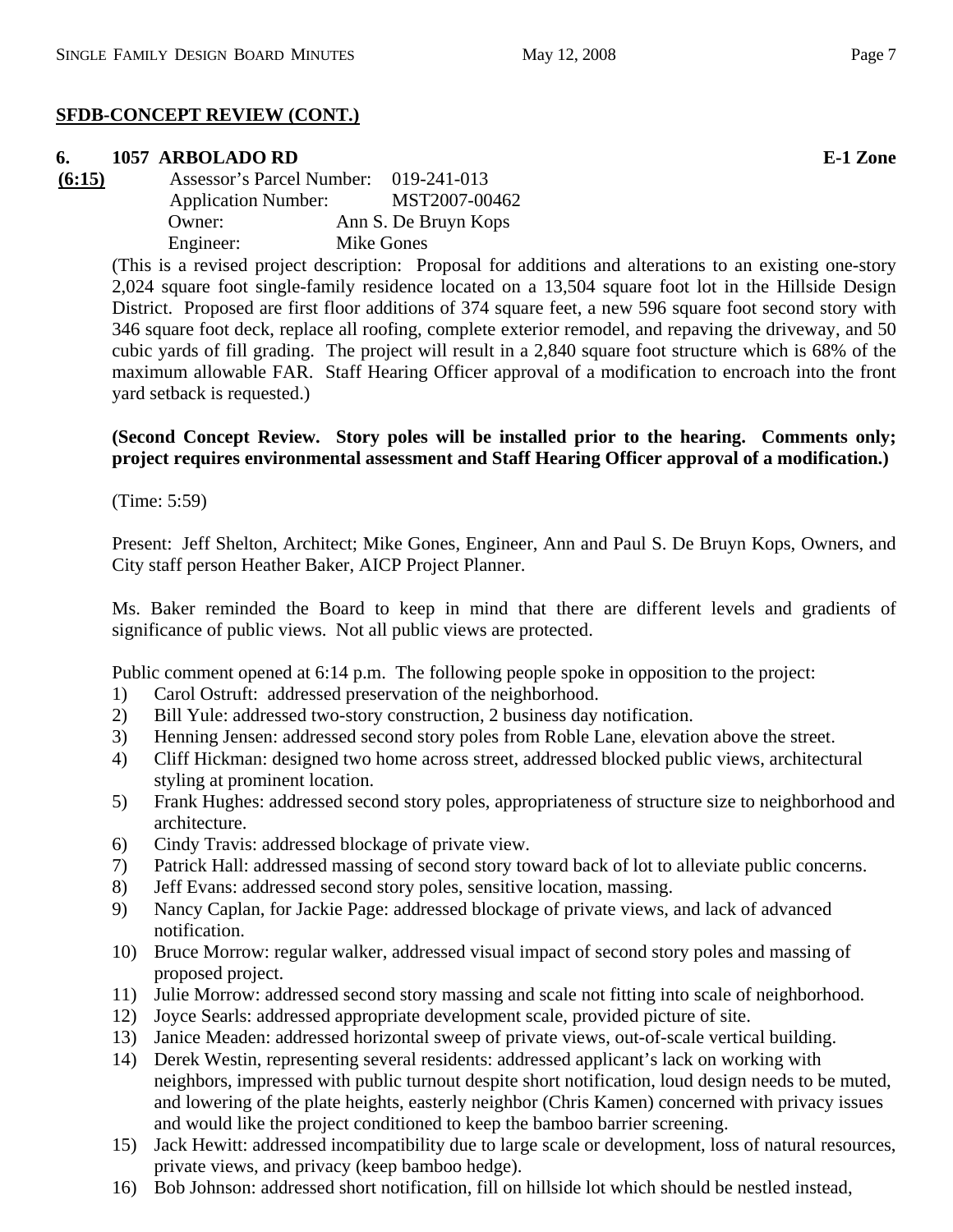**SFDB-CONCEPT REVIEW (CONT.)**

**6. 1057 ARBOLADO RD** **E-1 Zone**

**(6:15)**

Assessor's Parcel Number: 019-241-013
Application Number: MST2007-00462
Owner: Ann S. De Bruyn Kops
Engineer: Mike Gones

(This is a revised project description: Proposal for additions and alterations to an existing one-story 2,024 square foot single-family residence located on a 13,504 square foot lot in the Hillside Design District. Proposed are first floor additions of 374 square feet, a new 596 square foot second story with 346 square foot deck, replace all roofing, complete exterior remodel, and repaving the driveway, and 50 cubic yards of fill grading. The project will result in a 2,840 square foot structure which is 68% of the maximum allowable FAR. Staff Hearing Officer approval of a modification to encroach into the front yard setback is requested.)

**(Second Concept Review. Story poles will be installed prior to the hearing. Comments only; project requires environmental assessment and Staff Hearing Officer approval of a modification.)**

(Time: 5:59)

Present: Jeff Shelton, Architect; Mike Gones, Engineer, Ann and Paul S. De Bruyn Kops, Owners, and City staff person Heather Baker, AICP Project Planner.

Ms. Baker reminded the Board to keep in mind that there are different levels and gradients of significance of public views. Not all public views are protected.

Public comment opened at 6:14 p.m. The following people spoke in opposition to the project:

1) Carol Ostruft: addressed preservation of the neighborhood.
2) Bill Yule: addressed two-story construction, 2 business day notification.
3) Henning Jensen: addressed second story poles from Roble Lane, elevation above the street.
4) Cliff Hickman: designed two home across street, addressed blocked public views, architectural styling at prominent location.
5) Frank Hughes: addressed second story poles, appropriateness of structure size to neighborhood and architecture.
6) Cindy Travis: addressed blockage of private view.
7) Patrick Hall: addressed massing of second story toward back of lot to alleviate public concerns.
8) Jeff Evans: addressed second story poles, sensitive location, massing.
9) Nancy Caplan, for Jackie Page: addressed blockage of private views, and lack of advanced notification.
10) Bruce Morrow: regular walker, addressed visual impact of second story poles and massing of proposed project.
11) Julie Morrow: addressed second story massing and scale not fitting into scale of neighborhood.
12) Joyce Searls: addressed appropriate development scale, provided picture of site.
13) Janice Meaden: addressed horizontal sweep of private views, out-of-scale vertical building.
14) Derek Westin, representing several residents: addressed applicant's lack on working with neighbors, impressed with public turnout despite short notification, loud design needs to be muted, and lowering of the plate heights, easterly neighbor (Chris Kamen) concerned with privacy issues and would like the project conditioned to keep the bamboo barrier screening.
15) Jack Hewitt: addressed incompatibility due to large scale or development, loss of natural resources, private views, and privacy (keep bamboo hedge).
16) Bob Johnson: addressed short notification, fill on hillside lot which should be nestled instead,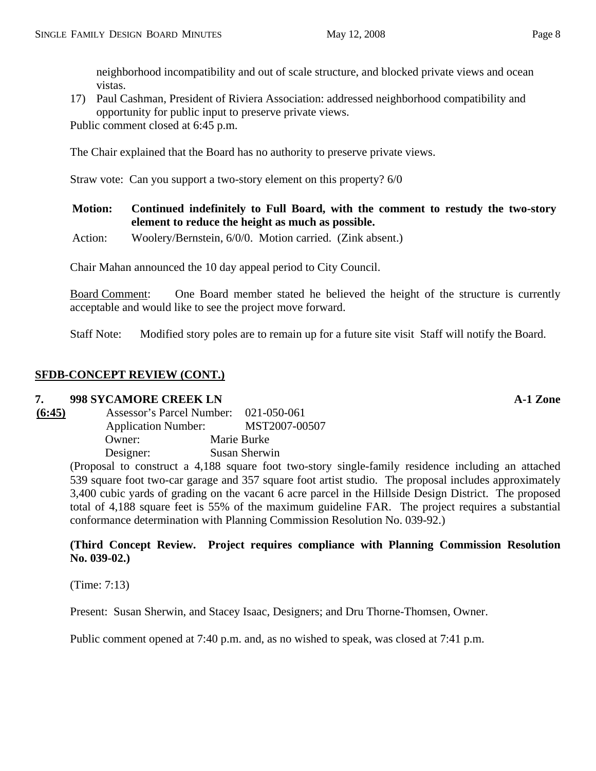neighborhood incompatibility and out of scale structure, and blocked private views and ocean vistas.

17) Paul Cashman, President of Riviera Association: addressed neighborhood compatibility and opportunity for public input to preserve private views.

Public comment closed at 6:45 p.m.

The Chair explained that the Board has no authority to preserve private views.

Straw vote: Can you support a two-story element on this property? 6/0

**Motion:** **Continued indefinitely to Full Board, with the comment to restudy the two-story element to reduce the height as much as possible.**

Action: Woolery/Bernstein, 6/0/0. Motion carried. (Zink absent.)

Chair Mahan announced the 10 day appeal period to City Council.

Board Comment: One Board member stated he believed the height of the structure is currently acceptable and would like to see the project move forward.

Staff Note: Modified story poles are to remain up for a future site visit Staff will notify the Board.

## SFDB-CONCEPT REVIEW (CONT.)

### 7. 998 SYCAMORE CREEK LN — A-1 Zone

**(6:45)**

Assessor's Parcel Number: 021-050-061
Application Number: MST2007-00507
Owner: Marie Burke
Designer: Susan Sherwin

(Proposal to construct a 4,188 square foot two-story single-family residence including an attached 539 square foot two-car garage and 357 square foot artist studio. The proposal includes approximately 3,400 cubic yards of grading on the vacant 6 acre parcel in the Hillside Design District. The proposed total of 4,188 square feet is 55% of the maximum guideline FAR. The project requires a substantial conformance determination with Planning Commission Resolution No. 039-92.)

**(Third Concept Review. Project requires compliance with Planning Commission Resolution No. 039-02.)**

(Time: 7:13)

Present: Susan Sherwin, and Stacey Isaac, Designers; and Dru Thorne-Thomsen, Owner.

Public comment opened at 7:40 p.m. and, as no wished to speak, was closed at 7:41 p.m.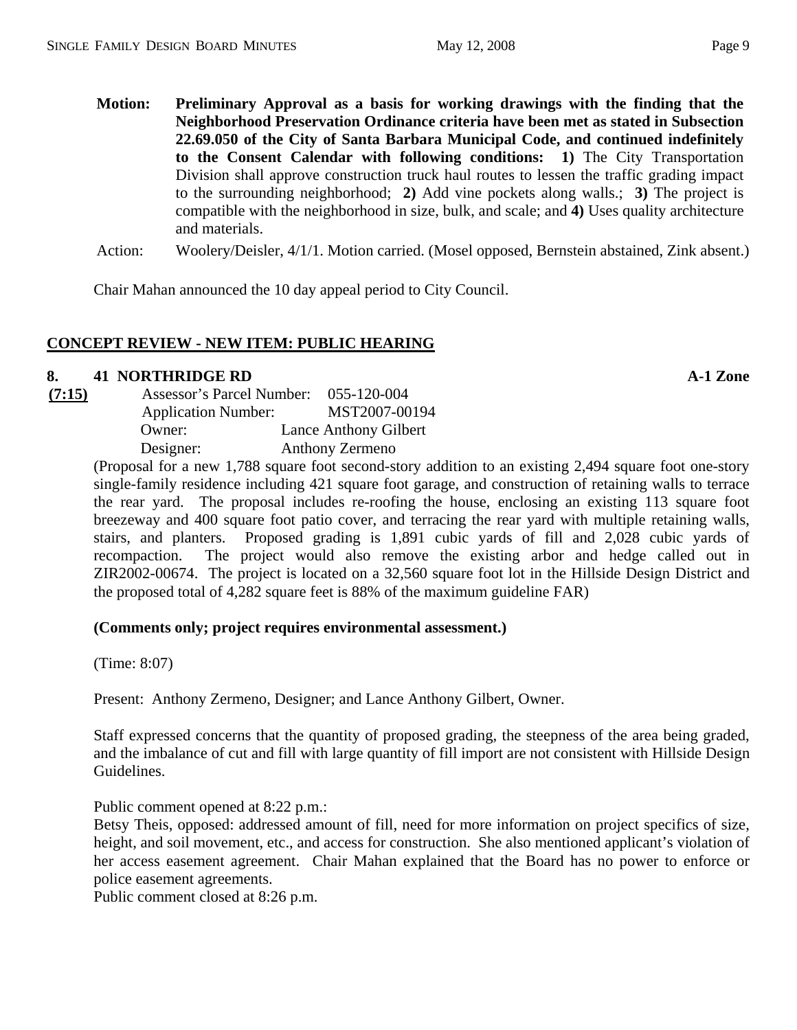**Motion: Preliminary Approval as a basis for working drawings with the finding that the Neighborhood Preservation Ordinance criteria have been met as stated in Subsection 22.69.050 of the City of Santa Barbara Municipal Code, and continued indefinitely to the Consent Calendar with following conditions: 1)** The City Transportation Division shall approve construction truck haul routes to lessen the traffic grading impact to the surrounding neighborhood; **2)** Add vine pockets along walls.; **3)** The project is compatible with the neighborhood in size, bulk, and scale; and **4)** Uses quality architecture and materials.

Action: Woolery/Deisler, 4/1/1. Motion carried. (Mosel opposed, Bernstein abstained, Zink absent.)

Chair Mahan announced the 10 day appeal period to City Council.

## CONCEPT REVIEW - NEW ITEM: PUBLIC HEARING

**8. 41 NORTHRIDGE RD** **A-1 Zone**

**(7:15)**

Assessor's Parcel Number: 055-120-004
Application Number: MST2007-00194
Owner: Lance Anthony Gilbert
Designer: Anthony Zermeno

(Proposal for a new 1,788 square foot second-story addition to an existing 2,494 square foot one-story single-family residence including 421 square foot garage, and construction of retaining walls to terrace the rear yard. The proposal includes re-roofing the house, enclosing an existing 113 square foot breezeway and 400 square foot patio cover, and terracing the rear yard with multiple retaining walls, stairs, and planters. Proposed grading is 1,891 cubic yards of fill and 2,028 cubic yards of recompaction. The project would also remove the existing arbor and hedge called out in ZIR2002-00674. The project is located on a 32,560 square foot lot in the Hillside Design District and the proposed total of 4,282 square feet is 88% of the maximum guideline FAR)

**(Comments only; project requires environmental assessment.)**

(Time: 8:07)

Present: Anthony Zermeno, Designer; and Lance Anthony Gilbert, Owner.

Staff expressed concerns that the quantity of proposed grading, the steepness of the area being graded, and the imbalance of cut and fill with large quantity of fill import are not consistent with Hillside Design Guidelines.

Public comment opened at 8:22 p.m.:
Betsy Theis, opposed: addressed amount of fill, need for more information on project specifics of size, height, and soil movement, etc., and access for construction. She also mentioned applicant's violation of her access easement agreement. Chair Mahan explained that the Board has no power to enforce or police easement agreements.
Public comment closed at 8:26 p.m.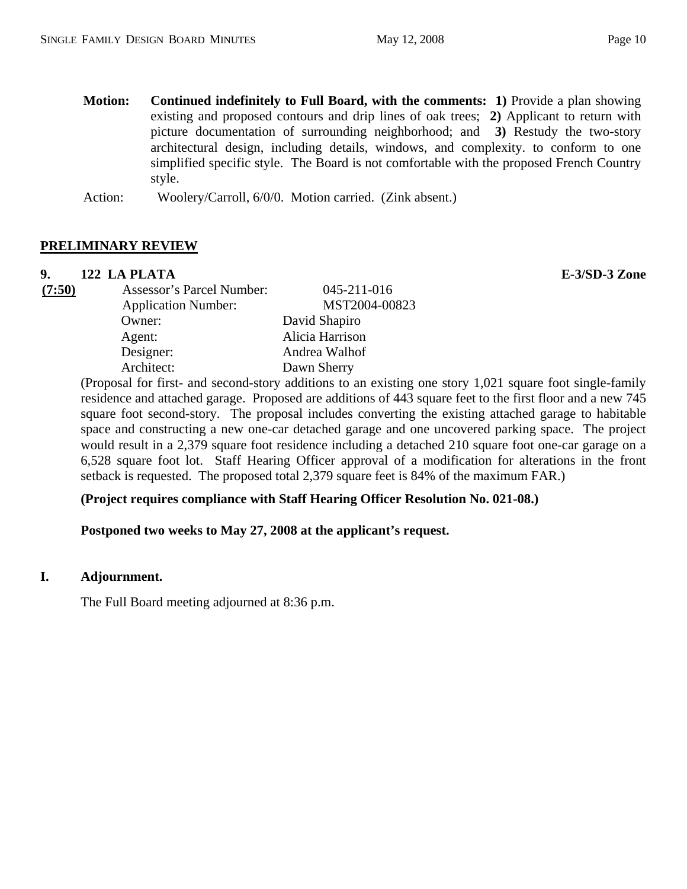**Motion:** **Continued indefinitely to Full Board, with the comments: 1)** Provide a plan showing existing and proposed contours and drip lines of oak trees; **2)** Applicant to return with picture documentation of surrounding neighborhood; and **3)** Restudy the two-story architectural design, including details, windows, and complexity. to conform to one simplified specific style. The Board is not comfortable with the proposed French Country style.

Action: Woolery/Carroll, 6/0/0. Motion carried. (Zink absent.)

## PRELIMINARY REVIEW

**9. 122 LA PLATA** **E-3/SD-3 Zone**

**(7:50)**

Assessor's Parcel Number: 045-211-016
Application Number: MST2004-00823
Owner: David Shapiro
Agent: Alicia Harrison
Designer: Andrea Walhof
Architect: Dawn Sherry

(Proposal for first- and second-story additions to an existing one story 1,021 square foot single-family residence and attached garage. Proposed are additions of 443 square feet to the first floor and a new 745 square foot second-story. The proposal includes converting the existing attached garage to habitable space and constructing a new one-car detached garage and one uncovered parking space. The project would result in a 2,379 square foot residence including a detached 210 square foot one-car garage on a 6,528 square foot lot. Staff Hearing Officer approval of a modification for alterations in the front setback is requested. The proposed total 2,379 square feet is 84% of the maximum FAR.)

**(Project requires compliance with Staff Hearing Officer Resolution No. 021-08.)**

**Postponed two weeks to May 27, 2008 at the applicant's request.**

## I. Adjournment.

The Full Board meeting adjourned at 8:36 p.m.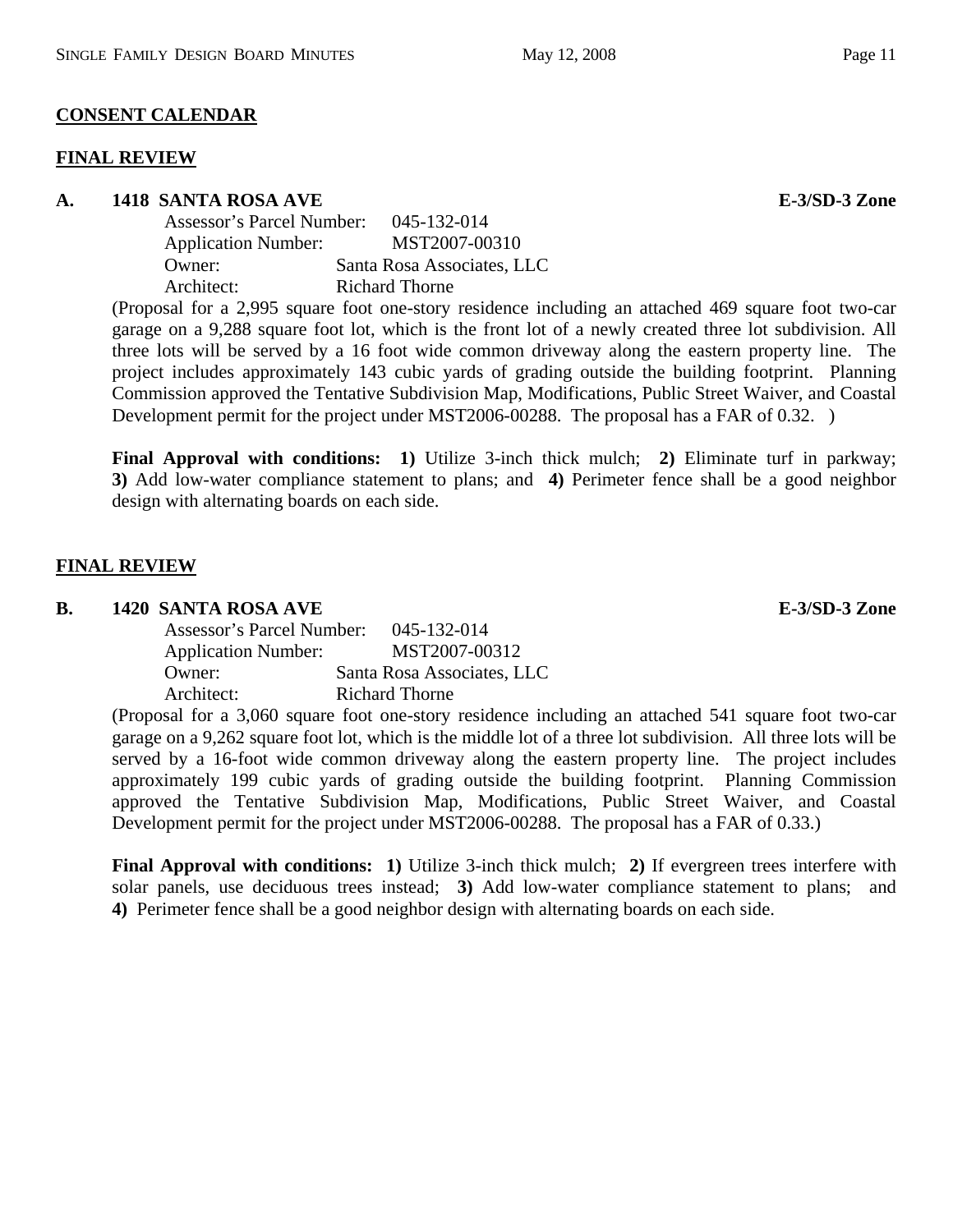## CONSENT CALENDAR

## FINAL REVIEW

**A. 1418 SANTA ROSA AVE** **E-3/SD-3 Zone**

Assessor's Parcel Number: 045-132-014
Application Number: MST2007-00310
Owner: Santa Rosa Associates, LLC
Architect: Richard Thorne

(Proposal for a 2,995 square foot one-story residence including an attached 469 square foot two-car garage on a 9,288 square foot lot, which is the front lot of a newly created three lot subdivision. All three lots will be served by a 16 foot wide common driveway along the eastern property line. The project includes approximately 143 cubic yards of grading outside the building footprint. Planning Commission approved the Tentative Subdivision Map, Modifications, Public Street Waiver, and Coastal Development permit for the project under MST2006-00288. The proposal has a FAR of 0.32. )

**Final Approval with conditions: 1)** Utilize 3-inch thick mulch; **2)** Eliminate turf in parkway; **3)** Add low-water compliance statement to plans; and **4)** Perimeter fence shall be a good neighbor design with alternating boards on each side.

## FINAL REVIEW

**B. 1420 SANTA ROSA AVE** **E-3/SD-3 Zone**

Assessor's Parcel Number: 045-132-014
Application Number: MST2007-00312
Owner: Santa Rosa Associates, LLC
Architect: Richard Thorne

(Proposal for a 3,060 square foot one-story residence including an attached 541 square foot two-car garage on a 9,262 square foot lot, which is the middle lot of a three lot subdivision. All three lots will be served by a 16-foot wide common driveway along the eastern property line. The project includes approximately 199 cubic yards of grading outside the building footprint. Planning Commission approved the Tentative Subdivision Map, Modifications, Public Street Waiver, and Coastal Development permit for the project under MST2006-00288. The proposal has a FAR of 0.33.)

**Final Approval with conditions: 1)** Utilize 3-inch thick mulch; **2)** If evergreen trees interfere with solar panels, use deciduous trees instead; **3)** Add low-water compliance statement to plans; and **4)** Perimeter fence shall be a good neighbor design with alternating boards on each side.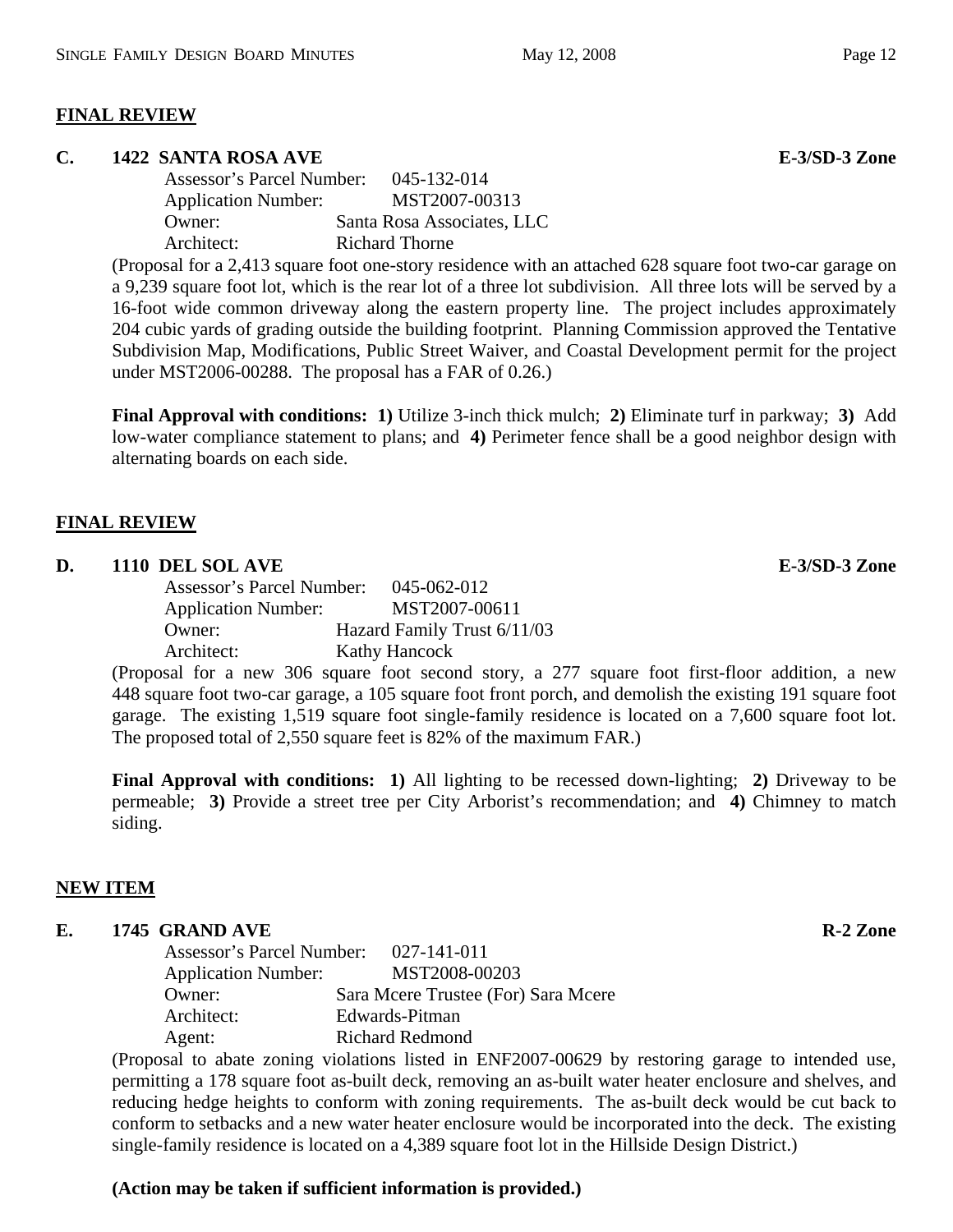## FINAL REVIEW

**C. 1422 SANTA ROSA AVE** **E-3/SD-3 Zone**

Assessor's Parcel Number: 045-132-014
Application Number: MST2007-00313
Owner: Santa Rosa Associates, LLC
Architect: Richard Thorne

(Proposal for a 2,413 square foot one-story residence with an attached 628 square foot two-car garage on a 9,239 square foot lot, which is the rear lot of a three lot subdivision. All three lots will be served by a 16-foot wide common driveway along the eastern property line. The project includes approximately 204 cubic yards of grading outside the building footprint. Planning Commission approved the Tentative Subdivision Map, Modifications, Public Street Waiver, and Coastal Development permit for the project under MST2006-00288. The proposal has a FAR of 0.26.)

**Final Approval with conditions: 1)** Utilize 3-inch thick mulch; **2)** Eliminate turf in parkway; **3)** Add low-water compliance statement to plans; and **4)** Perimeter fence shall be a good neighbor design with alternating boards on each side.

## FINAL REVIEW

**D. 1110 DEL SOL AVE** **E-3/SD-3 Zone**

Assessor's Parcel Number: 045-062-012
Application Number: MST2007-00611
Owner: Hazard Family Trust 6/11/03
Architect: Kathy Hancock

(Proposal for a new 306 square foot second story, a 277 square foot first-floor addition, a new 448 square foot two-car garage, a 105 square foot front porch, and demolish the existing 191 square foot garage. The existing 1,519 square foot single-family residence is located on a 7,600 square foot lot. The proposed total of 2,550 square feet is 82% of the maximum FAR.)

**Final Approval with conditions: 1)** All lighting to be recessed down-lighting; **2)** Driveway to be permeable; **3)** Provide a street tree per City Arborist's recommendation; and **4)** Chimney to match siding.

## NEW ITEM

**E. 1745 GRAND AVE** **R-2 Zone**

Assessor's Parcel Number: 027-141-011
Application Number: MST2008-00203
Owner: Sara Mcere Trustee (For) Sara Mcere
Architect: Edwards-Pitman
Agent: Richard Redmond

(Proposal to abate zoning violations listed in ENF2007-00629 by restoring garage to intended use, permitting a 178 square foot as-built deck, removing an as-built water heater enclosure and shelves, and reducing hedge heights to conform with zoning requirements. The as-built deck would be cut back to conform to setbacks and a new water heater enclosure would be incorporated into the deck. The existing single-family residence is located on a 4,389 square foot lot in the Hillside Design District.)

**(Action may be taken if sufficient information is provided.)**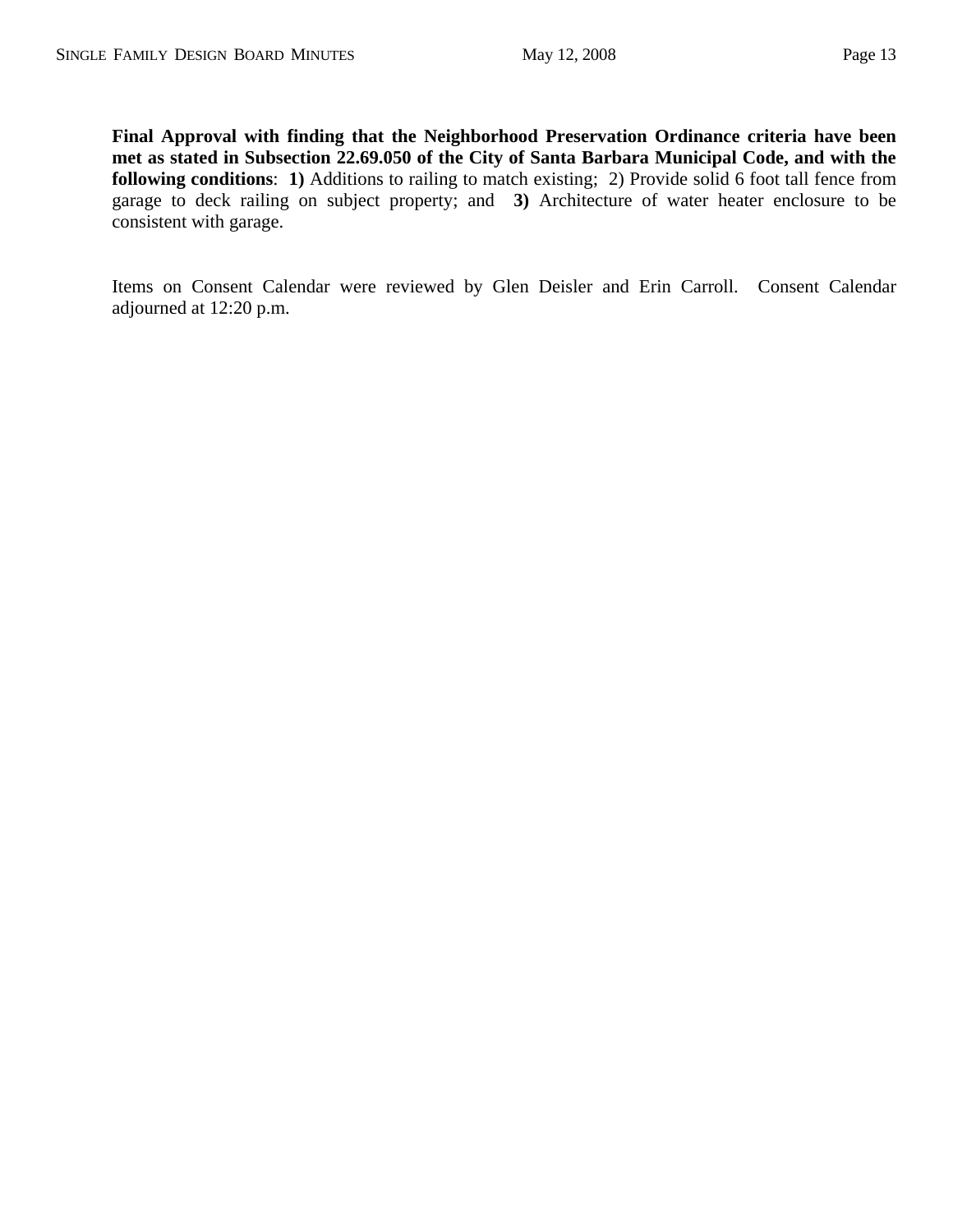**Final Approval with finding that the Neighborhood Preservation Ordinance criteria have been met as stated in Subsection 22.69.050 of the City of Santa Barbara Municipal Code, and with the following conditions**: **1)** Additions to railing to match existing; 2) Provide solid 6 foot tall fence from garage to deck railing on subject property; and **3)** Architecture of water heater enclosure to be consistent with garage.

Items on Consent Calendar were reviewed by Glen Deisler and Erin Carroll. Consent Calendar adjourned at 12:20 p.m.